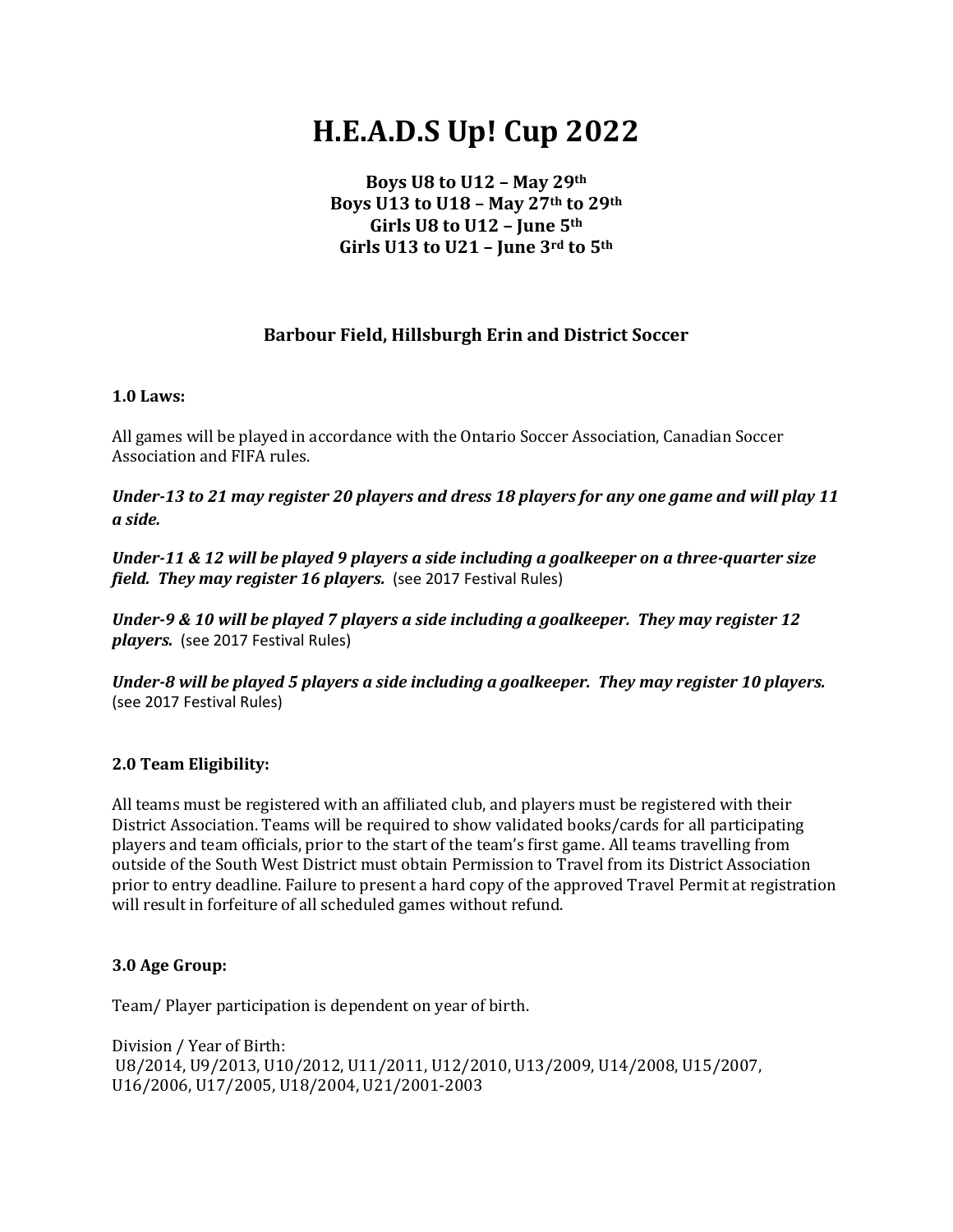# H.E.A.D.S Up! Cup 2022

**Boys U8 to U12 – May 29th**
**Boys U13 to U18 – May 27th to 29th**
**Girls U8 to U12 – June 5th**
**Girls U13 to U21 – June 3rd to 5th**

**Barbour Field, Hillsburgh Erin and District Soccer**

### 1.0 Laws:

All games will be played in accordance with the Ontario Soccer Association, Canadian Soccer Association and FIFA rules.

***Under-13 to 21 may register 20 players and dress 18 players for any one game and will play 11 a side.***

***Under-11 & 12 will be played 9 players a side including a goalkeeper on a three-quarter size field. They may register 16 players.*** (see 2017 Festival Rules)

***Under-9 & 10 will be played 7 players a side including a goalkeeper. They may register 12 players.*** (see 2017 Festival Rules)

***Under-8 will be played 5 players a side including a goalkeeper. They may register 10 players.*** (see 2017 Festival Rules)

### 2.0 Team Eligibility:

All teams must be registered with an affiliated club, and players must be registered with their District Association. Teams will be required to show validated books/cards for all participating players and team officials, prior to the start of the team's first game. All teams travelling from outside of the South West District must obtain Permission to Travel from its District Association prior to entry deadline. Failure to present a hard copy of the approved Travel Permit at registration will result in forfeiture of all scheduled games without refund.

### 3.0 Age Group:

Team/ Player participation is dependent on year of birth.

Division / Year of Birth:
U8/2014, U9/2013, U10/2012, U11/2011, U12/2010, U13/2009, U14/2008, U15/2007, U16/2006, U17/2005, U18/2004, U21/2001-2003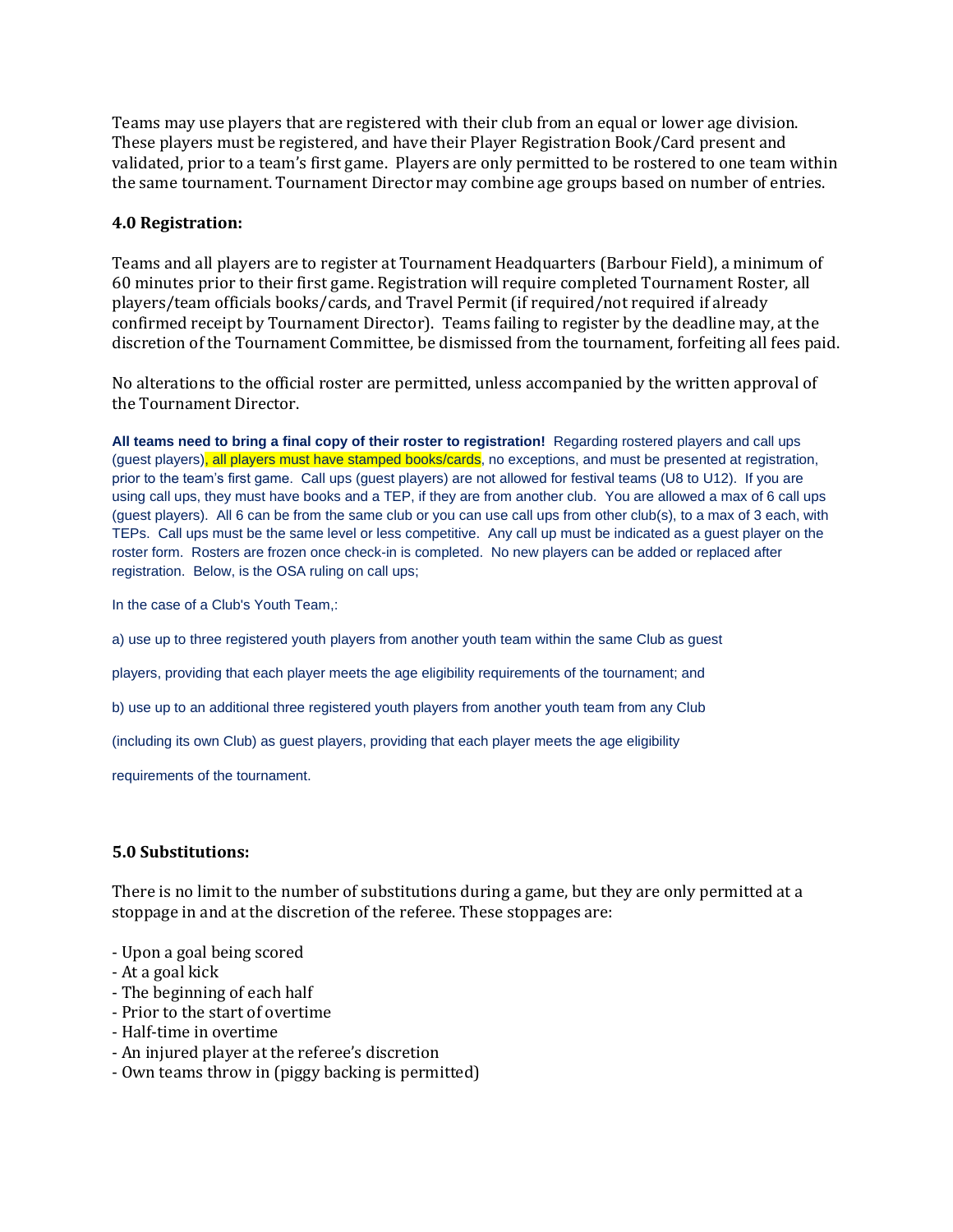Teams may use players that are registered with their club from an equal or lower age division. These players must be registered, and have their Player Registration Book/Card present and validated, prior to a team's first game. Players are only permitted to be rostered to one team within the same tournament. Tournament Director may combine age groups based on number of entries.

### 4.0 Registration:

Teams and all players are to register at Tournament Headquarters (Barbour Field), a minimum of 60 minutes prior to their first game. Registration will require completed Tournament Roster, all players/team officials books/cards, and Travel Permit (if required/not required if already confirmed receipt by Tournament Director). Teams failing to register by the deadline may, at the discretion of the Tournament Committee, be dismissed from the tournament, forfeiting all fees paid.

No alterations to the official roster are permitted, unless accompanied by the written approval of the Tournament Director.

**All teams need to bring a final copy of their roster to registration!** Regarding rostered players and call ups (guest players), all players must have stamped books/cards, no exceptions, and must be presented at registration, prior to the team's first game. Call ups (guest players) are not allowed for festival teams (U8 to U12). If you are using call ups, they must have books and a TEP, if they are from another club. You are allowed a max of 6 call ups (guest players). All 6 can be from the same club or you can use call ups from other club(s), to a max of 3 each, with TEPs. Call ups must be the same level or less competitive. Any call up must be indicated as a guest player on the roster form. Rosters are frozen once check-in is completed. No new players can be added or replaced after registration. Below, is the OSA ruling on call ups;

In the case of a Club's Youth Team,:

a) use up to three registered youth players from another youth team within the same Club as guest players, providing that each player meets the age eligibility requirements of the tournament; and

b) use up to an additional three registered youth players from another youth team from any Club (including its own Club) as guest players, providing that each player meets the age eligibility requirements of the tournament.

### 5.0 Substitutions:

There is no limit to the number of substitutions during a game, but they are only permitted at a stoppage in and at the discretion of the referee. These stoppages are:

- Upon a goal being scored
- At a goal kick
- The beginning of each half
- Prior to the start of overtime
- Half-time in overtime
- An injured player at the referee's discretion
- Own teams throw in (piggy backing is permitted)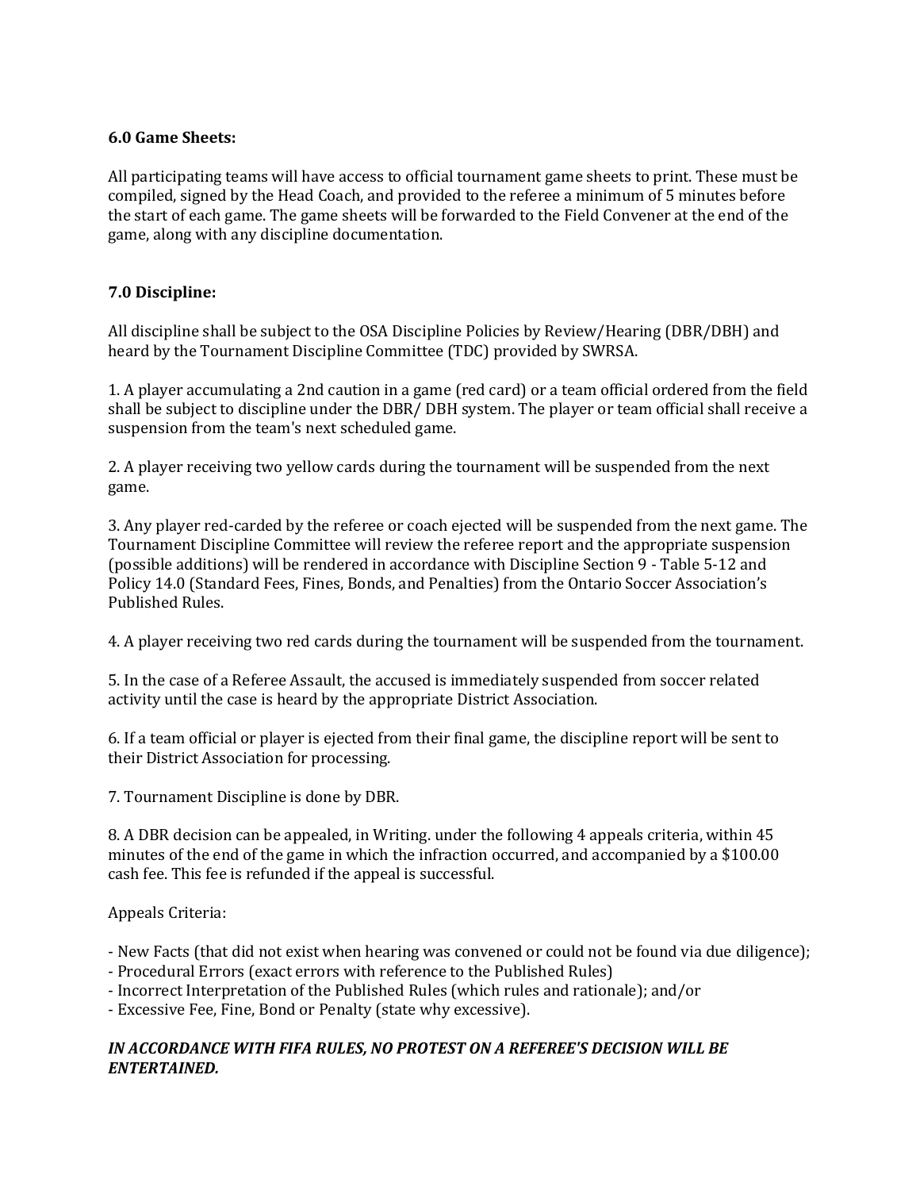**6.0 Game Sheets:**

All participating teams will have access to official tournament game sheets to print. These must be compiled, signed by the Head Coach, and provided to the referee a minimum of 5 minutes before the start of each game. The game sheets will be forwarded to the Field Convener at the end of the game, along with any discipline documentation.

**7.0 Discipline:**

All discipline shall be subject to the OSA Discipline Policies by Review/Hearing (DBR/DBH) and heard by the Tournament Discipline Committee (TDC) provided by SWRSA.

1. A player accumulating a 2nd caution in a game (red card) or a team official ordered from the field shall be subject to discipline under the DBR/ DBH system. The player or team official shall receive a suspension from the team's next scheduled game.

2. A player receiving two yellow cards during the tournament will be suspended from the next game.

3. Any player red-carded by the referee or coach ejected will be suspended from the next game. The Tournament Discipline Committee will review the referee report and the appropriate suspension (possible additions) will be rendered in accordance with Discipline Section 9 - Table 5-12 and Policy 14.0 (Standard Fees, Fines, Bonds, and Penalties) from the Ontario Soccer Association's Published Rules.

4. A player receiving two red cards during the tournament will be suspended from the tournament.

5. In the case of a Referee Assault, the accused is immediately suspended from soccer related activity until the case is heard by the appropriate District Association.

6. If a team official or player is ejected from their final game, the discipline report will be sent to their District Association for processing.

7. Tournament Discipline is done by DBR.

8. A DBR decision can be appealed, in Writing. under the following 4 appeals criteria, within 45 minutes of the end of the game in which the infraction occurred, and accompanied by a $100.00 cash fee. This fee is refunded if the appeal is successful.

Appeals Criteria:

- New Facts (that did not exist when hearing was convened or could not be found via due diligence);
- Procedural Errors (exact errors with reference to the Published Rules)
- Incorrect Interpretation of the Published Rules (which rules and rationale); and/or
- Excessive Fee, Fine, Bond or Penalty (state why excessive).

***IN ACCORDANCE WITH FIFA RULES, NO PROTEST ON A REFEREE'S DECISION WILL BE ENTERTAINED.***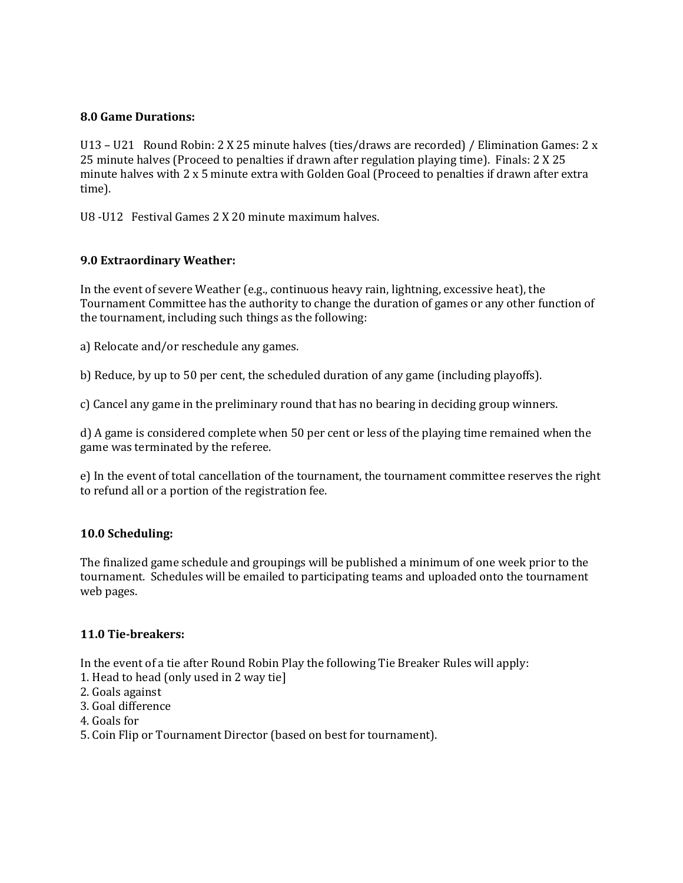**8.0 Game Durations:**

U13 – U21 Round Robin: 2 X 25 minute halves (ties/draws are recorded) / Elimination Games: 2 x 25 minute halves (Proceed to penalties if drawn after regulation playing time). Finals: 2 X 25 minute halves with 2 x 5 minute extra with Golden Goal (Proceed to penalties if drawn after extra time).

U8 -U12 Festival Games 2 X 20 minute maximum halves.

**9.0 Extraordinary Weather:**

In the event of severe Weather (e.g., continuous heavy rain, lightning, excessive heat), the Tournament Committee has the authority to change the duration of games or any other function of the tournament, including such things as the following:

a) Relocate and/or reschedule any games.

b) Reduce, by up to 50 per cent, the scheduled duration of any game (including playoffs).

c) Cancel any game in the preliminary round that has no bearing in deciding group winners.

d) A game is considered complete when 50 per cent or less of the playing time remained when the game was terminated by the referee.

e) In the event of total cancellation of the tournament, the tournament committee reserves the right to refund all or a portion of the registration fee.

**10.0 Scheduling:**

The finalized game schedule and groupings will be published a minimum of one week prior to the tournament. Schedules will be emailed to participating teams and uploaded onto the tournament web pages.

**11.0 Tie-breakers:**

In the event of a tie after Round Robin Play the following Tie Breaker Rules will apply:
1. Head to head (only used in 2 way tie]
2. Goals against
3. Goal difference
4. Goals for
5. Coin Flip or Tournament Director (based on best for tournament).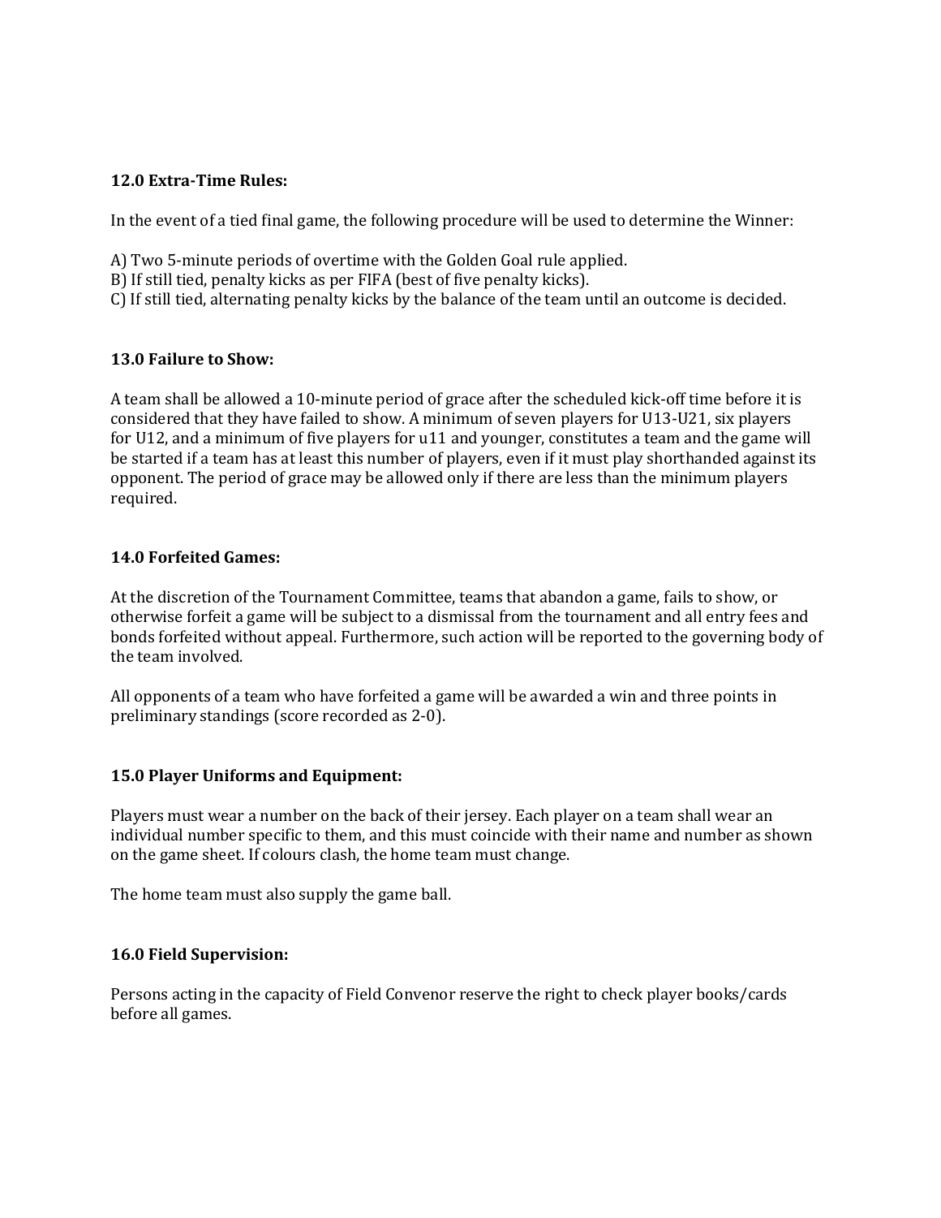**12.0 Extra-Time Rules:**

In the event of a tied final game, the following procedure will be used to determine the Winner:

A) Two 5-minute periods of overtime with the Golden Goal rule applied.
B) If still tied, penalty kicks as per FIFA (best of five penalty kicks).
C) If still tied, alternating penalty kicks by the balance of the team until an outcome is decided.

**13.0 Failure to Show:**

A team shall be allowed a 10-minute period of grace after the scheduled kick-off time before it is considered that they have failed to show. A minimum of seven players for U13-U21, six players for U12, and a minimum of five players for u11 and younger, constitutes a team and the game will be started if a team has at least this number of players, even if it must play shorthanded against its opponent. The period of grace may be allowed only if there are less than the minimum players required.

**14.0 Forfeited Games:**

At the discretion of the Tournament Committee, teams that abandon a game, fails to show, or otherwise forfeit a game will be subject to a dismissal from the tournament and all entry fees and bonds forfeited without appeal. Furthermore, such action will be reported to the governing body of the team involved.

All opponents of a team who have forfeited a game will be awarded a win and three points in preliminary standings (score recorded as 2-0).

**15.0 Player Uniforms and Equipment:**

Players must wear a number on the back of their jersey. Each player on a team shall wear an individual number specific to them, and this must coincide with their name and number as shown on the game sheet. If colours clash, the home team must change.

The home team must also supply the game ball.

**16.0 Field Supervision:**

Persons acting in the capacity of Field Convenor reserve the right to check player books/cards before all games.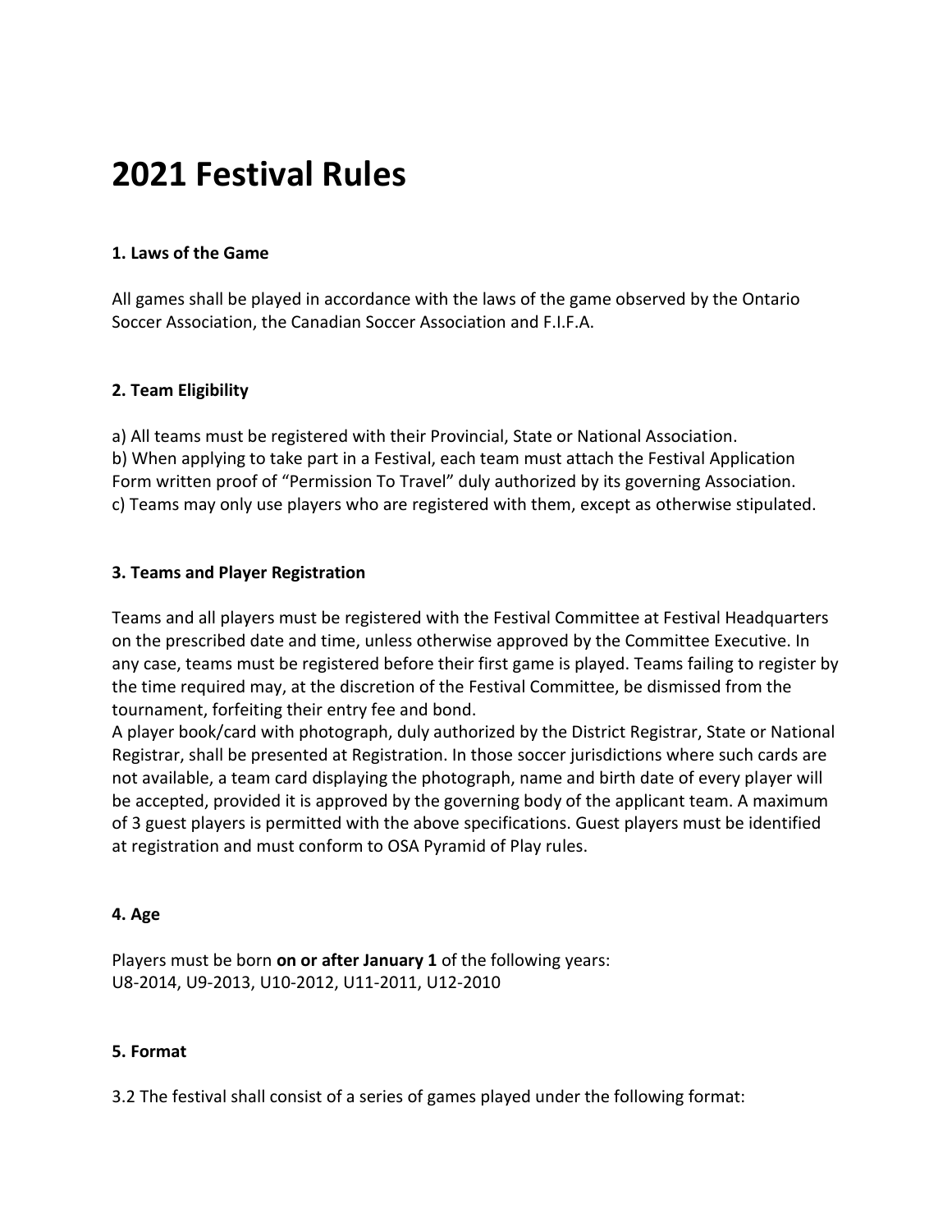# 2021 Festival Rules

**1. Laws of the Game**

All games shall be played in accordance with the laws of the game observed by the Ontario Soccer Association, the Canadian Soccer Association and F.I.F.A.

**2. Team Eligibility**

a) All teams must be registered with their Provincial, State or National Association.
b) When applying to take part in a Festival, each team must attach the Festival Application Form written proof of "Permission To Travel" duly authorized by its governing Association.
c) Teams may only use players who are registered with them, except as otherwise stipulated.

**3. Teams and Player Registration**

Teams and all players must be registered with the Festival Committee at Festival Headquarters on the prescribed date and time, unless otherwise approved by the Committee Executive. In any case, teams must be registered before their first game is played. Teams failing to register by the time required may, at the discretion of the Festival Committee, be dismissed from the tournament, forfeiting their entry fee and bond.
A player book/card with photograph, duly authorized by the District Registrar, State or National Registrar, shall be presented at Registration. In those soccer jurisdictions where such cards are not available, a team card displaying the photograph, name and birth date of every player will be accepted, provided it is approved by the governing body of the applicant team. A maximum of 3 guest players is permitted with the above specifications. Guest players must be identified at registration and must conform to OSA Pyramid of Play rules.

**4. Age**

Players must be born **on or after January 1** of the following years:
U8-2014, U9-2013, U10-2012, U11-2011, U12-2010

**5. Format**

3.2 The festival shall consist of a series of games played under the following format: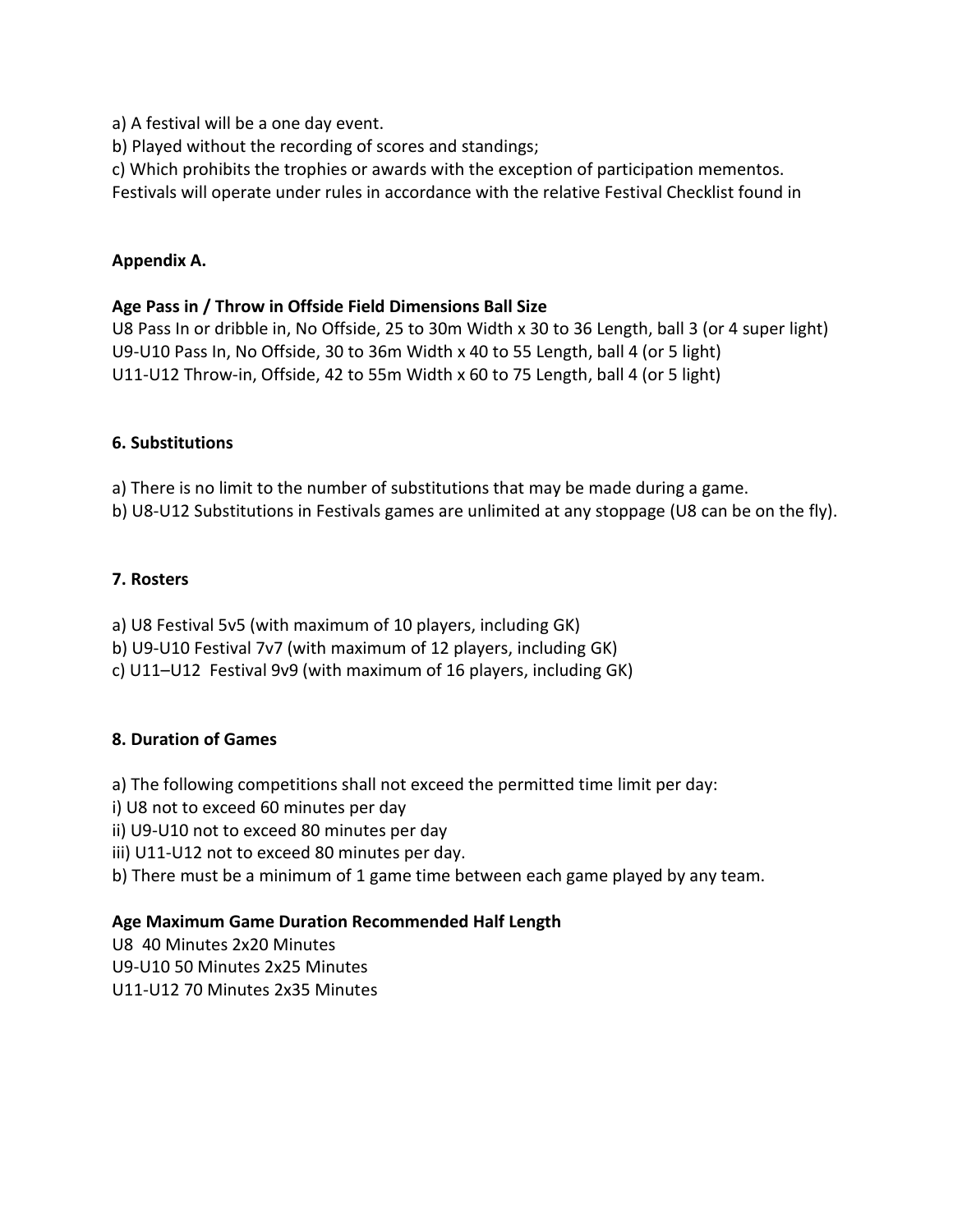a) A festival will be a one day event.
b) Played without the recording of scores and standings;
c) Which prohibits the trophies or awards with the exception of participation mementos.
Festivals will operate under rules in accordance with the relative Festival Checklist found in

**Appendix A.**

**Age Pass in / Throw in Offside Field Dimensions Ball Size**
U8 Pass In or dribble in, No Offside, 25 to 30m Width x 30 to 36 Length, ball 3 (or 4 super light)
U9-U10 Pass In, No Offside, 30 to 36m Width x 40 to 55 Length, ball 4 (or 5 light)
U11-U12 Throw-in, Offside, 42 to 55m Width x 60 to 75 Length, ball 4 (or 5 light)

**6. Substitutions**

a) There is no limit to the number of substitutions that may be made during a game.
b) U8-U12 Substitutions in Festivals games are unlimited at any stoppage (U8 can be on the fly).

**7. Rosters**

a) U8 Festival 5v5 (with maximum of 10 players, including GK)
b) U9-U10 Festival 7v7 (with maximum of 12 players, including GK)
c) U11–U12 Festival 9v9 (with maximum of 16 players, including GK)

**8. Duration of Games**

a) The following competitions shall not exceed the permitted time limit per day:
i) U8 not to exceed 60 minutes per day
ii) U9-U10 not to exceed 80 minutes per day
iii) U11-U12 not to exceed 80 minutes per day.
b) There must be a minimum of 1 game time between each game played by any team.

**Age Maximum Game Duration Recommended Half Length**
U8 40 Minutes 2x20 Minutes
U9-U10 50 Minutes 2x25 Minutes
U11-U12 70 Minutes 2x35 Minutes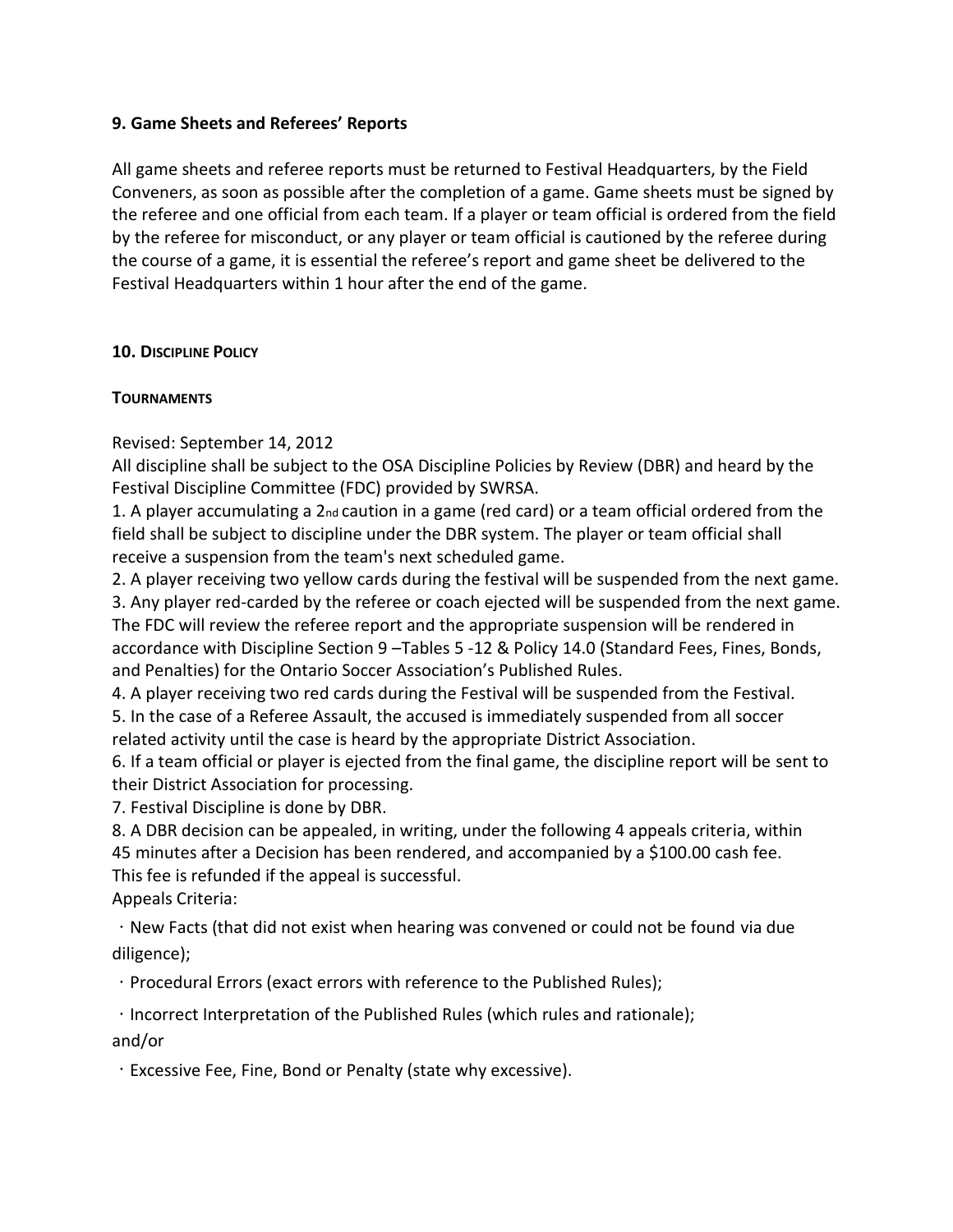### 9. Game Sheets and Referees' Reports

All game sheets and referee reports must be returned to Festival Headquarters, by the Field Conveners, as soon as possible after the completion of a game. Game sheets must be signed by the referee and one official from each team. If a player or team official is ordered from the field by the referee for misconduct, or any player or team official is cautioned by the referee during the course of a game, it is essential the referee's report and game sheet be delivered to the Festival Headquarters within 1 hour after the end of the game.

### 10. Discipline Policy

#### Tournaments

Revised: September 14, 2012

All discipline shall be subject to the OSA Discipline Policies by Review (DBR) and heard by the Festival Discipline Committee (FDC) provided by SWRSA.

1. A player accumulating a 2nd caution in a game (red card) or a team official ordered from the field shall be subject to discipline under the DBR system. The player or team official shall receive a suspension from the team's next scheduled game.
2. A player receiving two yellow cards during the festival will be suspended from the next game.
3. Any player red-carded by the referee or coach ejected will be suspended from the next game. The FDC will review the referee report and the appropriate suspension will be rendered in accordance with Discipline Section 9 –Tables 5 -12 & Policy 14.0 (Standard Fees, Fines, Bonds, and Penalties) for the Ontario Soccer Association's Published Rules.
4. A player receiving two red cards during the Festival will be suspended from the Festival.
5. In the case of a Referee Assault, the accused is immediately suspended from all soccer related activity until the case is heard by the appropriate District Association.
6. If a team official or player is ejected from the final game, the discipline report will be sent to their District Association for processing.
7. Festival Discipline is done by DBR.
8. A DBR decision can be appealed, in writing, under the following 4 appeals criteria, within 45 minutes after a Decision has been rendered, and accompanied by a $100.00 cash fee. This fee is refunded if the appeal is successful.

Appeals Criteria:

- New Facts (that did not exist when hearing was convened or could not be found via due diligence);
- Procedural Errors (exact errors with reference to the Published Rules);
- Incorrect Interpretation of the Published Rules (which rules and rationale); and/or
- Excessive Fee, Fine, Bond or Penalty (state why excessive).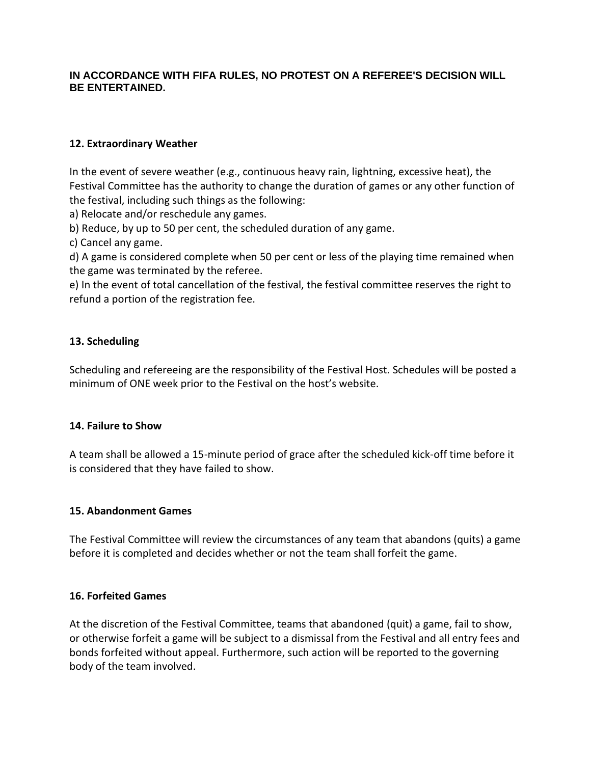**IN ACCORDANCE WITH FIFA RULES, NO PROTEST ON A REFEREE'S DECISION WILL BE ENTERTAINED.**

**12. Extraordinary Weather**

In the event of severe weather (e.g., continuous heavy rain, lightning, excessive heat), the Festival Committee has the authority to change the duration of games or any other function of the festival, including such things as the following:

a) Relocate and/or reschedule any games.
b) Reduce, by up to 50 per cent, the scheduled duration of any game.
c) Cancel any game.
d) A game is considered complete when 50 per cent or less of the playing time remained when the game was terminated by the referee.
e) In the event of total cancellation of the festival, the festival committee reserves the right to refund a portion of the registration fee.

**13. Scheduling**

Scheduling and refereeing are the responsibility of the Festival Host. Schedules will be posted a minimum of ONE week prior to the Festival on the host's website.

**14. Failure to Show**

A team shall be allowed a 15-minute period of grace after the scheduled kick-off time before it is considered that they have failed to show.

**15. Abandonment Games**

The Festival Committee will review the circumstances of any team that abandons (quits) a game before it is completed and decides whether or not the team shall forfeit the game.

**16. Forfeited Games**

At the discretion of the Festival Committee, teams that abandoned (quit) a game, fail to show, or otherwise forfeit a game will be subject to a dismissal from the Festival and all entry fees and bonds forfeited without appeal. Furthermore, such action will be reported to the governing body of the team involved.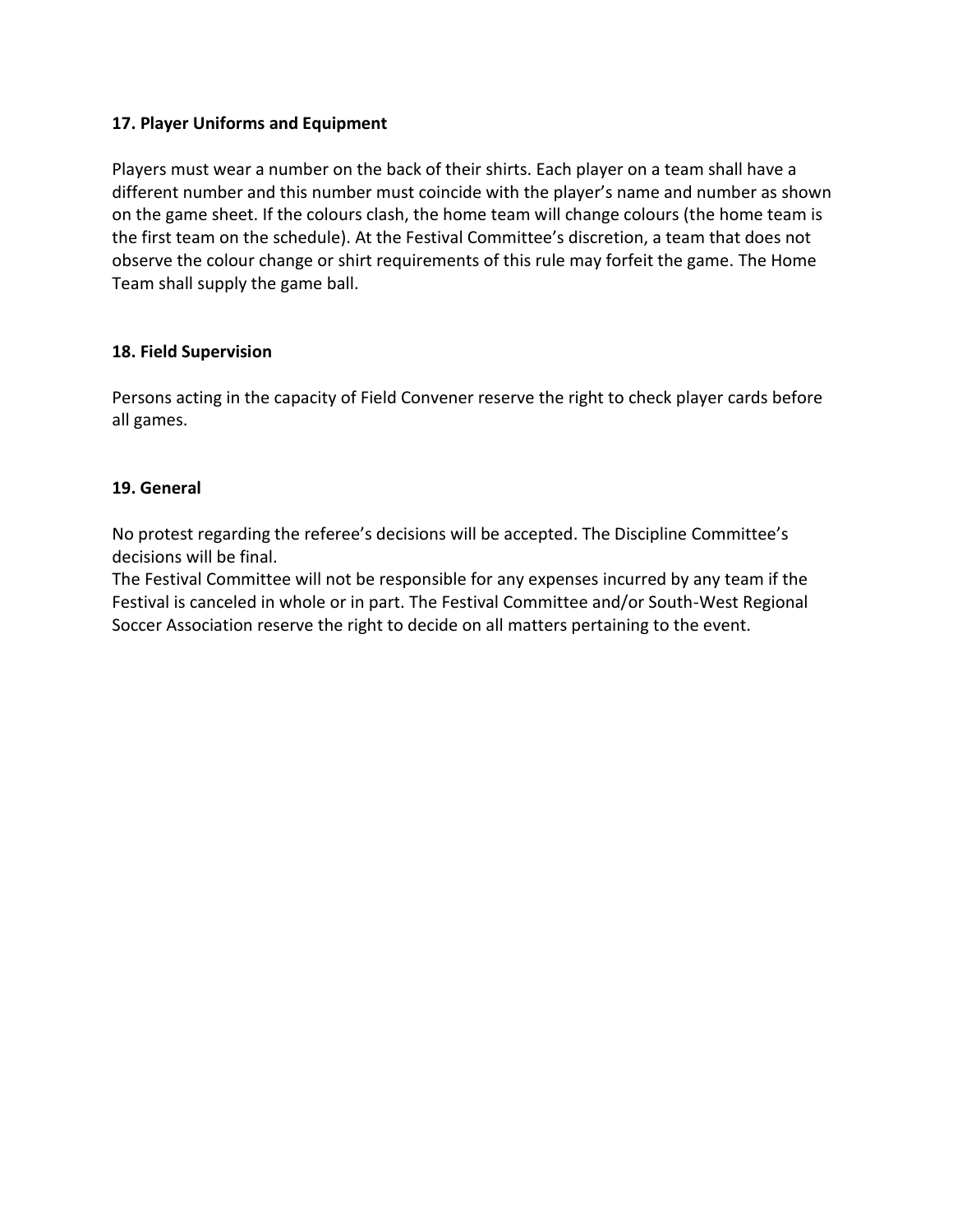**17. Player Uniforms and Equipment**

Players must wear a number on the back of their shirts. Each player on a team shall have a different number and this number must coincide with the player's name and number as shown on the game sheet. If the colours clash, the home team will change colours (the home team is the first team on the schedule). At the Festival Committee's discretion, a team that does not observe the colour change or shirt requirements of this rule may forfeit the game. The Home Team shall supply the game ball.

**18. Field Supervision**

Persons acting in the capacity of Field Convener reserve the right to check player cards before all games.

**19. General**

No protest regarding the referee's decisions will be accepted. The Discipline Committee's decisions will be final.
The Festival Committee will not be responsible for any expenses incurred by any team if the Festival is canceled in whole or in part. The Festival Committee and/or South-West Regional Soccer Association reserve the right to decide on all matters pertaining to the event.